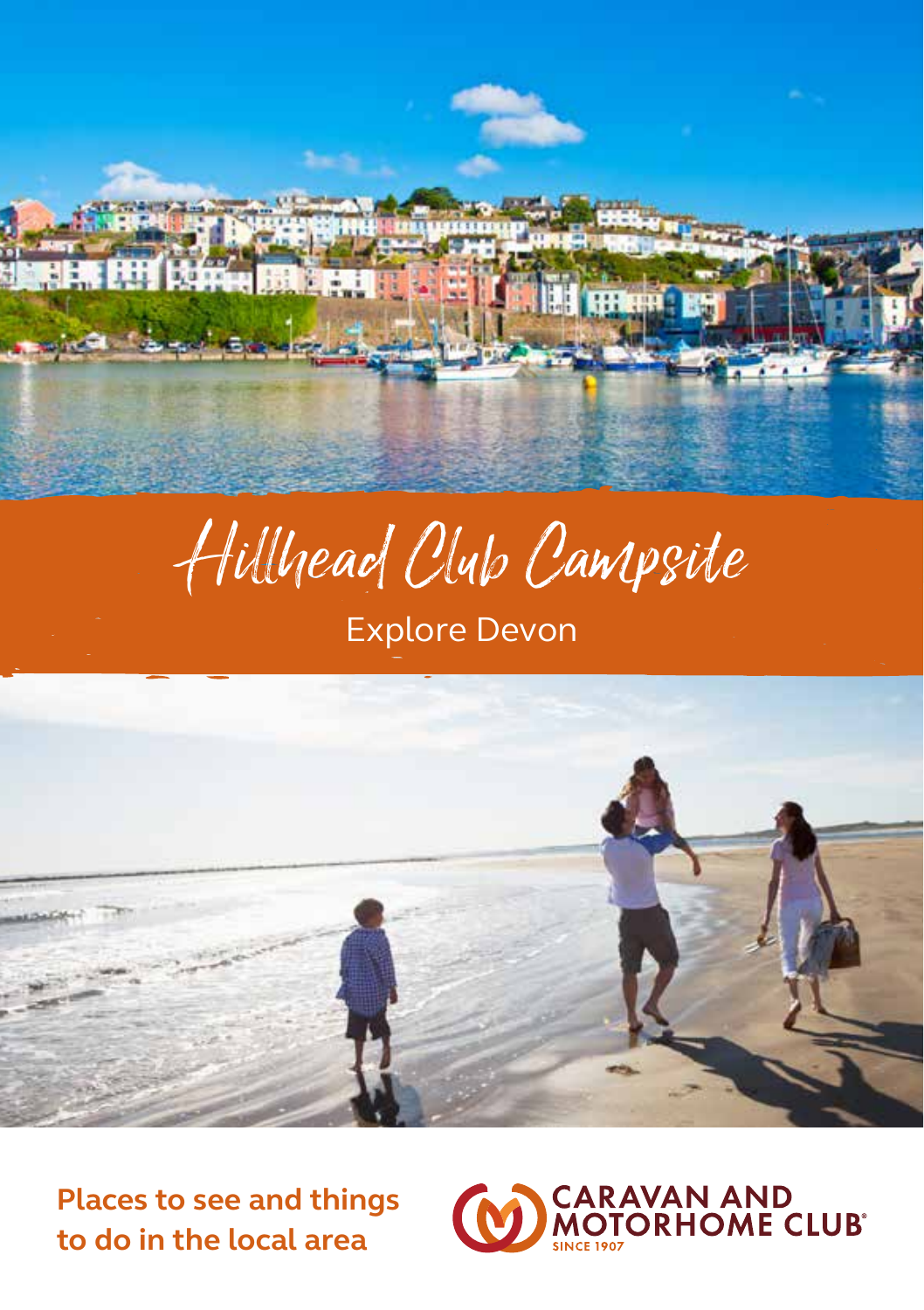# Hillhead Club Campsite

## Explore Devon

**Places to see and things to do in the local area**

CARAVAN AND MOTORHOME CLUB
SINCE 1907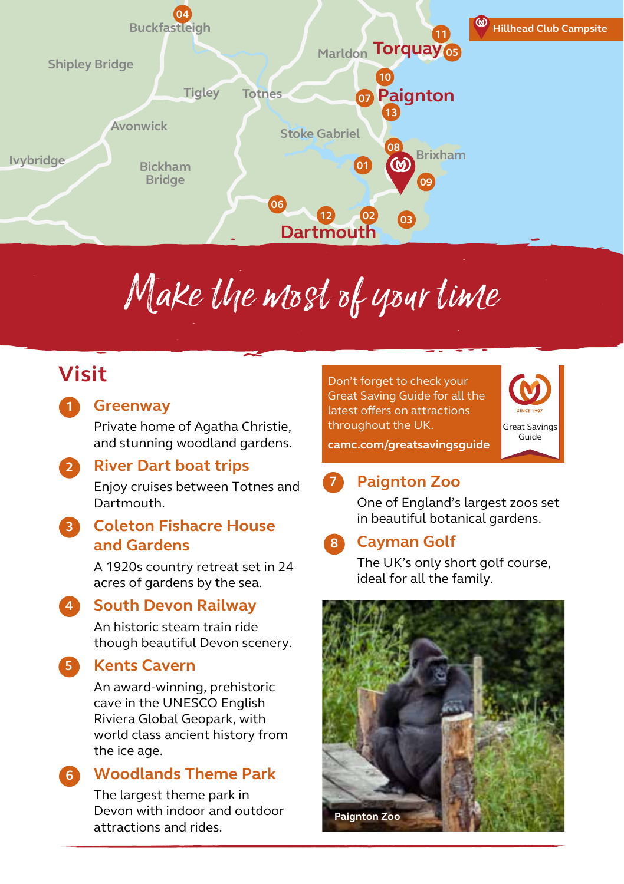# Make the most of your time

## Visit

**1 Greenway**

Private home of Agatha Christie, and stunning woodland gardens.

**2 River Dart boat trips**

Enjoy cruises between Totnes and Dartmouth.

**3 Coleton Fishacre House and Gardens**

A 1920s country retreat set in 24 acres of gardens by the sea.

**4 South Devon Railway**

An historic steam train ride though beautiful Devon scenery.

**5 Kents Cavern**

An award-winning, prehistoric cave in the UNESCO English Riviera Global Geopark, with world class ancient history from the ice age.

**6 Woodlands Theme Park**

The largest theme park in Devon with indoor and outdoor attractions and rides.

Don't forget to check your Great Saving Guide for all the latest offers on attractions throughout the UK.

**camc.com/greatsavingsguide**

Great Savings Guide

**7 Paignton Zoo**

One of England's largest zoos set in beautiful botanical gardens.

**8 Cayman Golf**

The UK's only short golf course, ideal for all the family.

Paignton Zoo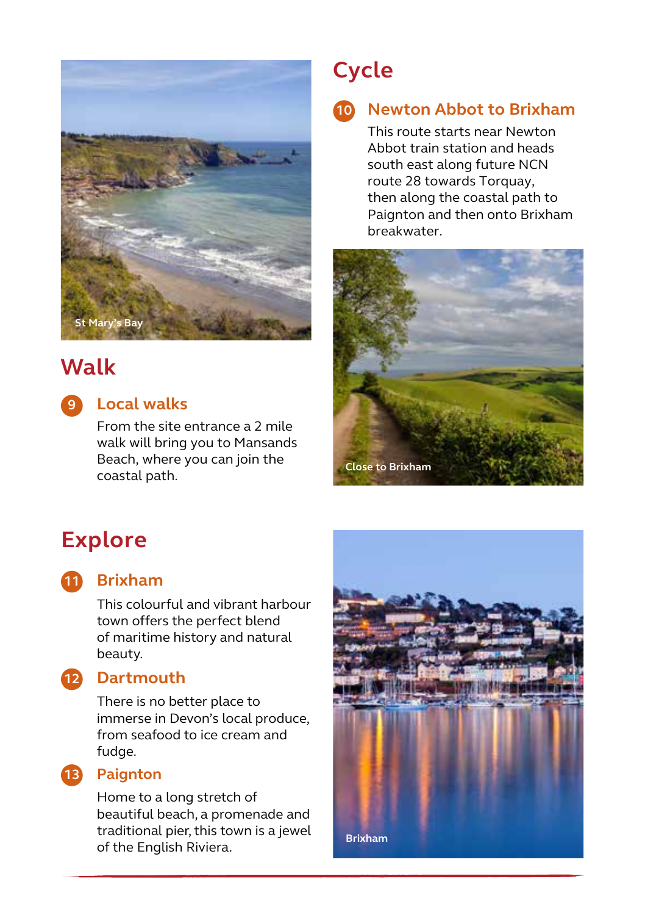St Mary's Bay

## Walk

### 9 Local walks

From the site entrance a 2 mile walk will bring you to Mansands Beach, where you can join the coastal path.

## Cycle

### 10 Newton Abbot to Brixham

This route starts near Newton Abbot train station and heads south east along future NCN route 28 towards Torquay, then along the coastal path to Paignton and then onto Brixham breakwater.

Close to Brixham

## Explore

### 11 Brixham

This colourful and vibrant harbour town offers the perfect blend of maritime history and natural beauty.

### 12 Dartmouth

There is no better place to immerse in Devon's local produce, from seafood to ice cream and fudge.

### 13 Paignton

Home to a long stretch of beautiful beach, a promenade and traditional pier, this town is a jewel of the English Riviera.

Brixham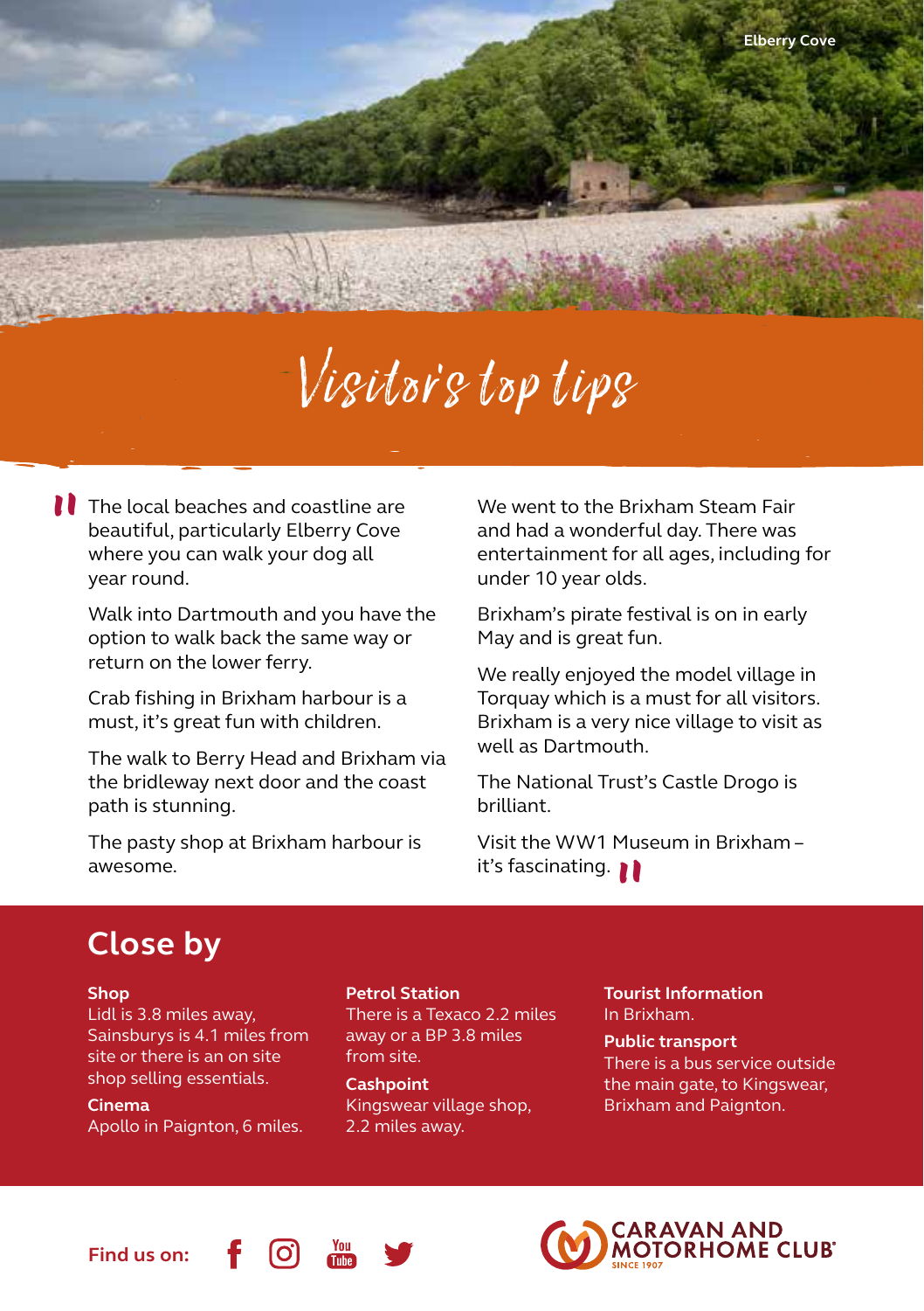Elberry Cove

# Visitor's top tips

"The local beaches and coastline are beautiful, particularly Elberry Cove where you can walk your dog all year round.

Walk into Dartmouth and you have the option to walk back the same way or return on the lower ferry.

Crab fishing in Brixham harbour is a must, it's great fun with children.

The walk to Berry Head and Brixham via the bridleway next door and the coast path is stunning.

The pasty shop at Brixham harbour is awesome.

We went to the Brixham Steam Fair and had a wonderful day. There was entertainment for all ages, including for under 10 year olds.

Brixham's pirate festival is on in early May and is great fun.

We really enjoyed the model village in Torquay which is a must for all visitors. Brixham is a very nice village to visit as well as Dartmouth.

The National Trust's Castle Drogo is brilliant.

Visit the WW1 Museum in Brixham – it's fascinating."

## Close by

**Shop**
Lidl is 3.8 miles away, Sainsburys is 4.1 miles from site or there is an on site shop selling essentials.

**Cinema**
Apollo in Paignton, 6 miles.

**Petrol Station**
There is a Texaco 2.2 miles away or a BP 3.8 miles from site.

**Cashpoint**
Kingswear village shop, 2.2 miles away.

**Tourist Information**
In Brixham.

**Public transport**
There is a bus service outside the main gate, to Kingswear, Brixham and Paignton.

**Find us on:**

CARAVAN AND MOTORHOME CLUB SINCE 1907